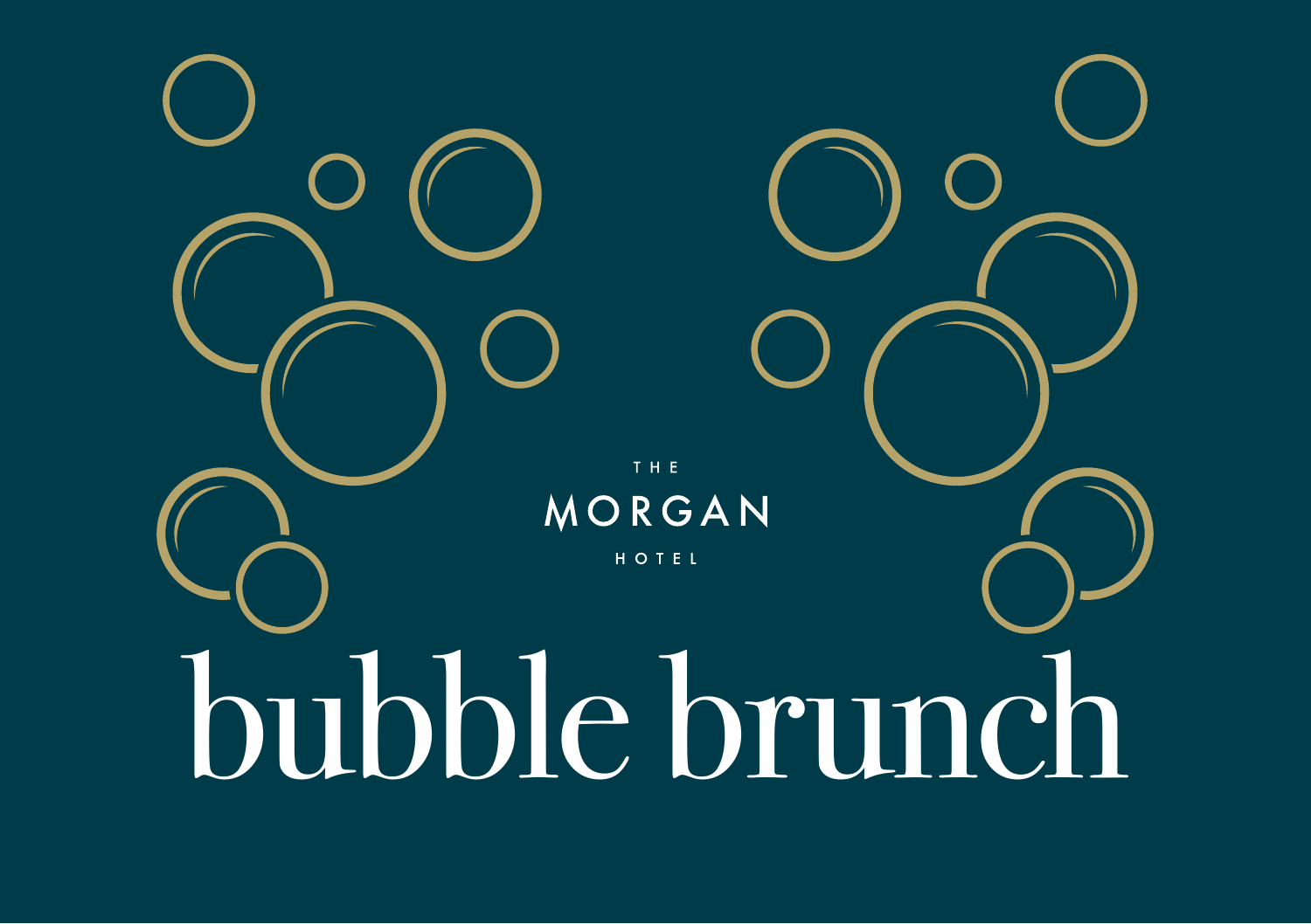THE

MORGAN

HOTEL

# bubble brunch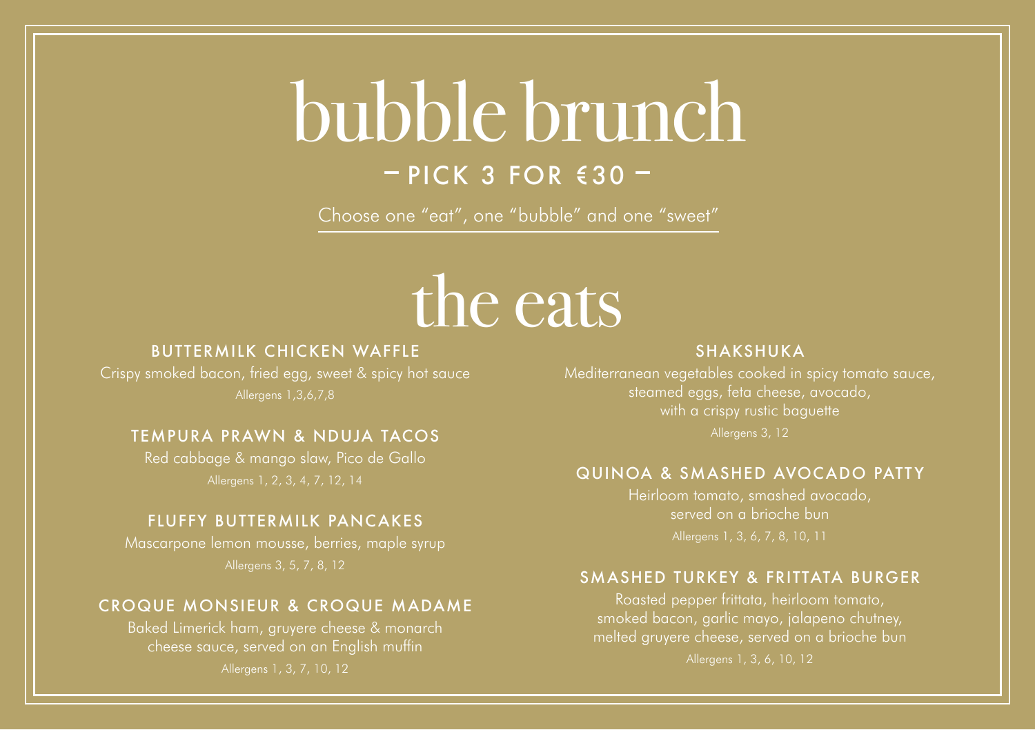# bubble brunch

## – PICK 3 FOR €30 –

Choose one "eat", one "bubble" and one "sweet"

# the eats

### BUTTERMILK CHICKEN WAFFLE

Crispy smoked bacon, fried egg, sweet & spicy hot sauce

Allergens 1,3,6,7,8

### TEMPURA PRAWN & NDUJA TACOS

Red cabbage & mango slaw, Pico de Gallo

Allergens 1, 2, 3, 4, 7, 12, 14

### FLUFFY BUTTERMILK PANCAKES

Mascarpone lemon mousse, berries, maple syrup

Allergens 3, 5, 7, 8, 12

### CROQUE MONSIEUR & CROQUE MADAME

Baked Limerick ham, gruyere cheese & monarch cheese sauce, served on an English muffin

Allergens 1, 3, 7, 10, 12

### SHAKSHUKA

Mediterranean vegetables cooked in spicy tomato sauce, steamed eggs, feta cheese, avocado, with a crispy rustic baguette

Allergens 3, 12

### QUINOA & SMASHED AVOCADO PATTY

Heirloom tomato, smashed avocado, served on a brioche bun

Allergens 1, 3, 6, 7, 8, 10, 11

### SMASHED TURKEY & FRITTATA BURGER

Roasted pepper frittata, heirloom tomato, smoked bacon, garlic mayo, jalapeno chutney, melted gruyere cheese, served on a brioche bun

Allergens 1, 3, 6, 10, 12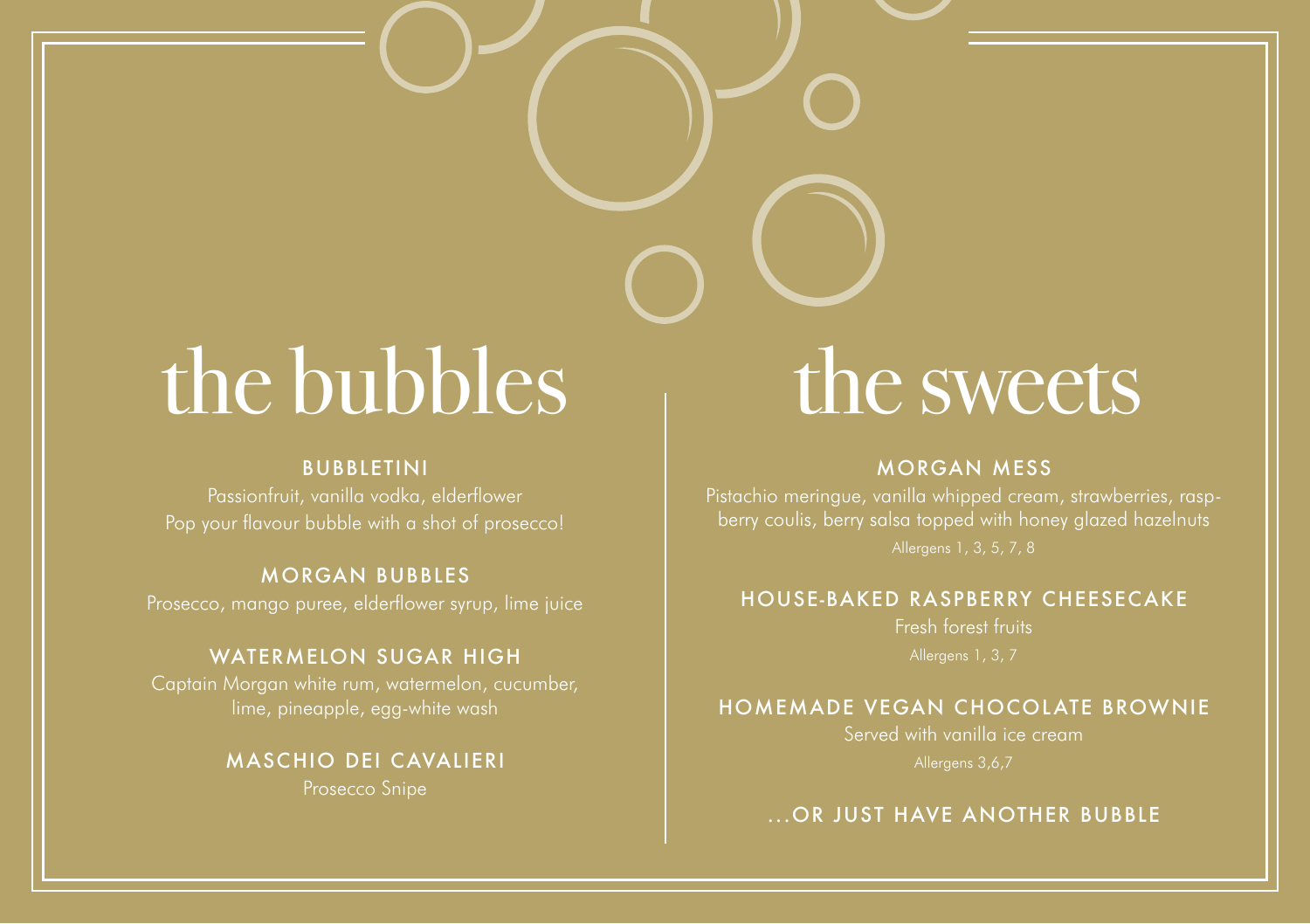# the bubbles

### BUBBLETINI

Passionfruit, vanilla vodka, elderflower
Pop your flavour bubble with a shot of prosecco!

### MORGAN BUBBLES

Prosecco, mango puree, elderflower syrup, lime juice

### WATERMELON SUGAR HIGH

Captain Morgan white rum, watermelon, cucumber, lime, pineapple, egg-white wash

### MASCHIO DEI CAVALIERI

Prosecco Snipe

# the sweets

### MORGAN MESS

Pistachio meringue, vanilla whipped cream, strawberries, raspberry coulis, berry salsa topped with honey glazed hazelnuts

Allergens 1, 3, 5, 7, 8

### HOUSE-BAKED RASPBERRY CHEESECAKE

Fresh forest fruits

Allergens 1, 3, 7

### HOMEMADE VEGAN CHOCOLATE BROWNIE

Served with vanilla ice cream

Allergens 3,6,7

### ...OR JUST HAVE ANOTHER BUBBLE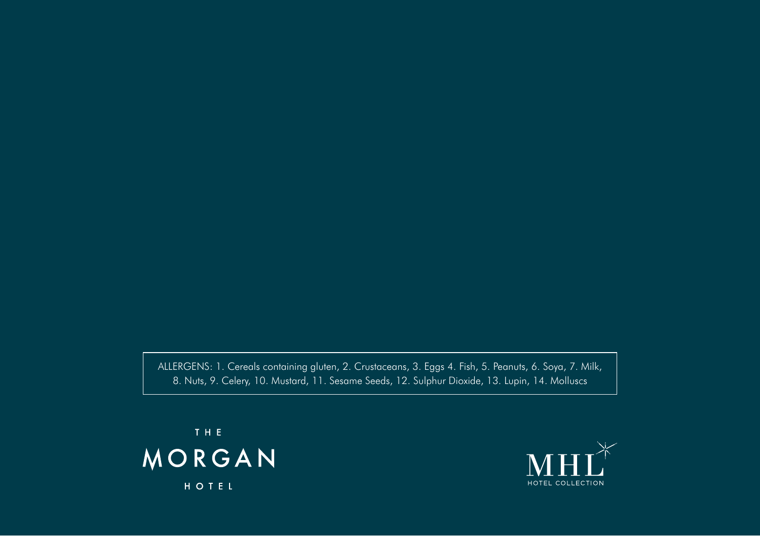ALLERGENS: 1. Cereals containing gluten, 2. Crustaceans, 3. Eggs 4. Fish, 5. Peanuts, 6. Soya, 7. Milk, 8. Nuts, 9. Celery, 10. Mustard, 11. Sesame Seeds, 12. Sulphur Dioxide, 13. Lupin, 14. Molluscs

THE MORGAN HOTEL

MHL HOTEL COLLECTION